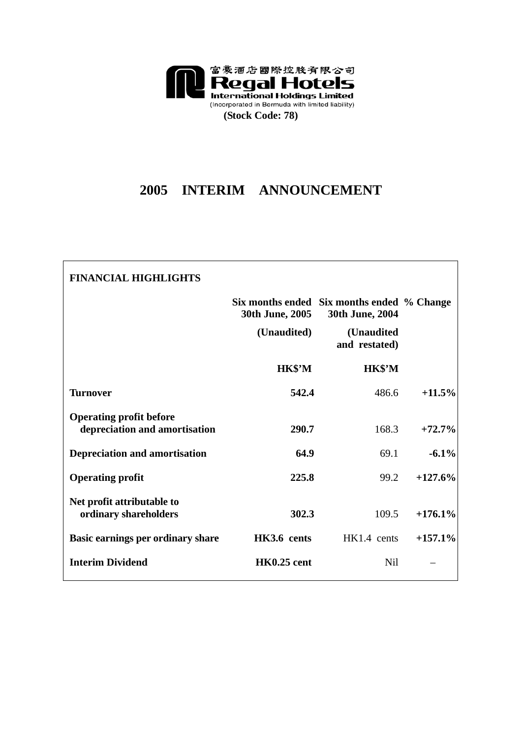富豪酒店國際控股有限公司
**Regal Hotels International Holdings Limited**
(Incorporated in Bermuda with limited liability)
**(Stock Code: 78)**

# 2005 INTERIM ANNOUNCEMENT

**FINANCIAL HIGHLIGHTS**

| | Six months ended 30th June, 2005 (Unaudited) | Six months ended 30th June, 2004 (Unaudited and restated) | % Change |
|---|---|---|---|
| | HK$'M | HK$'M | |
| **Turnover** | **542.4** | 486.6 | **+11.5%** |
| **Operating profit before depreciation and amortisation** | **290.7** | 168.3 | **+72.7%** |
| **Depreciation and amortisation** | **64.9** | 69.1 | **-6.1%** |
| **Operating profit** | **225.8** | 99.2 | **+127.6%** |
| **Net profit attributable to ordinary shareholders** | **302.3** | 109.5 | **+176.1%** |
| **Basic earnings per ordinary share** | **HK3.6 cents** | HK1.4 cents | **+157.1%** |
| **Interim Dividend** | **HK0.25 cent** | Nil | – |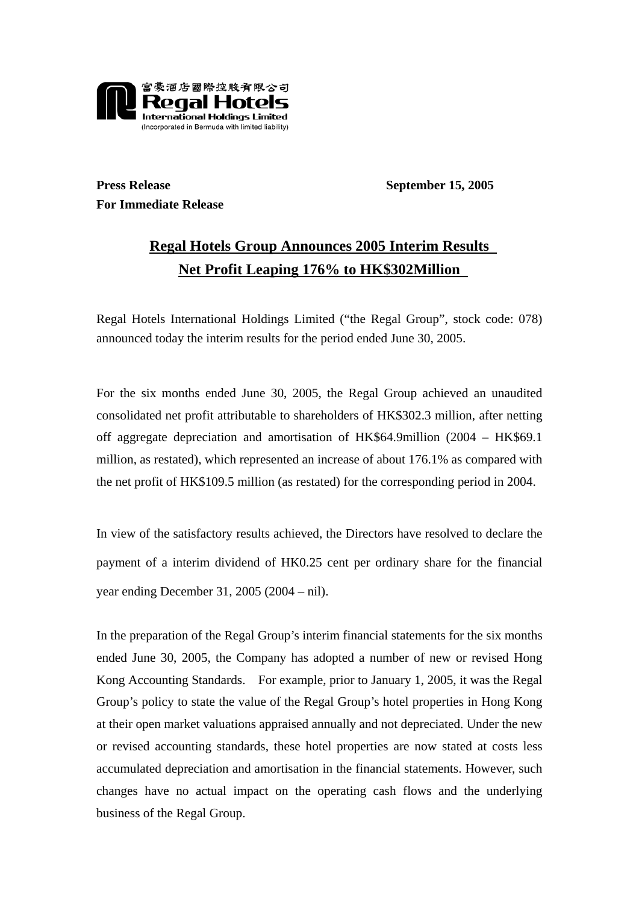富豪酒店國際控股有限公司
**Regal Hotels International Holdings Limited**
(Incorporated in Bermuda with limited liability)

**Press Release** **September 15, 2005**
**For Immediate Release**

## Regal Hotels Group Announces 2005 Interim Results Net Profit Leaping 176% to HK$302Million

Regal Hotels International Holdings Limited ("the Regal Group", stock code: 078) announced today the interim results for the period ended June 30, 2005.

For the six months ended June 30, 2005, the Regal Group achieved an unaudited consolidated net profit attributable to shareholders of HK$302.3 million, after netting off aggregate depreciation and amortisation of HK$64.9million (2004 – HK$69.1 million, as restated), which represented an increase of about 176.1% as compared with the net profit of HK$109.5 million (as restated) for the corresponding period in 2004.

In view of the satisfactory results achieved, the Directors have resolved to declare the payment of a interim dividend of HK0.25 cent per ordinary share for the financial year ending December 31, 2005 (2004 – nil).

In the preparation of the Regal Group's interim financial statements for the six months ended June 30, 2005, the Company has adopted a number of new or revised Hong Kong Accounting Standards. For example, prior to January 1, 2005, it was the Regal Group's policy to state the value of the Regal Group's hotel properties in Hong Kong at their open market valuations appraised annually and not depreciated. Under the new or revised accounting standards, these hotel properties are now stated at costs less accumulated depreciation and amortisation in the financial statements. However, such changes have no actual impact on the operating cash flows and the underlying business of the Regal Group.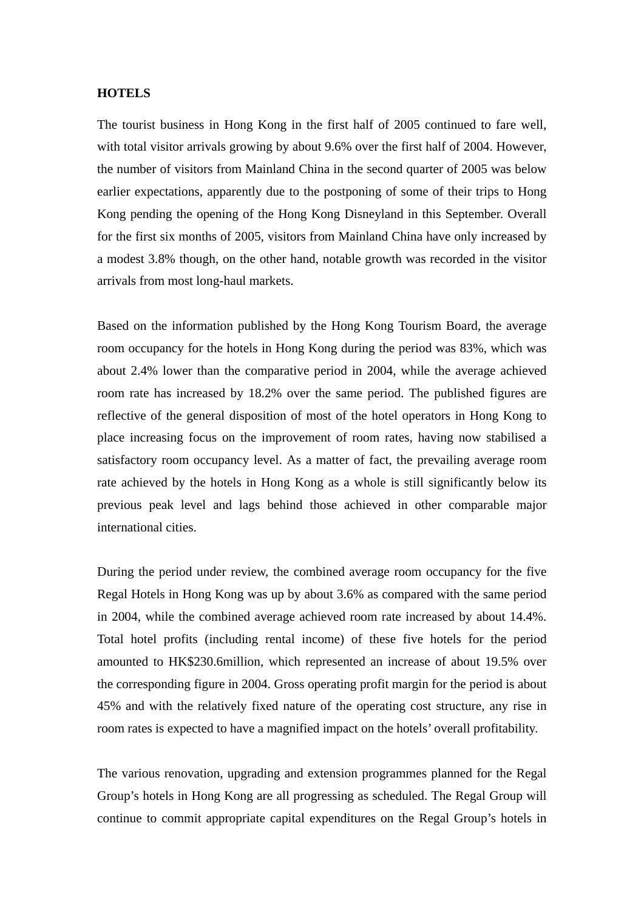## HOTELS

The tourist business in Hong Kong in the first half of 2005 continued to fare well, with total visitor arrivals growing by about 9.6% over the first half of 2004. However, the number of visitors from Mainland China in the second quarter of 2005 was below earlier expectations, apparently due to the postponing of some of their trips to Hong Kong pending the opening of the Hong Kong Disneyland in this September. Overall for the first six months of 2005, visitors from Mainland China have only increased by a modest 3.8% though, on the other hand, notable growth was recorded in the visitor arrivals from most long-haul markets.

Based on the information published by the Hong Kong Tourism Board, the average room occupancy for the hotels in Hong Kong during the period was 83%, which was about 2.4% lower than the comparative period in 2004, while the average achieved room rate has increased by 18.2% over the same period. The published figures are reflective of the general disposition of most of the hotel operators in Hong Kong to place increasing focus on the improvement of room rates, having now stabilised a satisfactory room occupancy level. As a matter of fact, the prevailing average room rate achieved by the hotels in Hong Kong as a whole is still significantly below its previous peak level and lags behind those achieved in other comparable major international cities.

During the period under review, the combined average room occupancy for the five Regal Hotels in Hong Kong was up by about 3.6% as compared with the same period in 2004, while the combined average achieved room rate increased by about 14.4%. Total hotel profits (including rental income) of these five hotels for the period amounted to HK$230.6million, which represented an increase of about 19.5% over the corresponding figure in 2004. Gross operating profit margin for the period is about 45% and with the relatively fixed nature of the operating cost structure, any rise in room rates is expected to have a magnified impact on the hotels' overall profitability.

The various renovation, upgrading and extension programmes planned for the Regal Group's hotels in Hong Kong are all progressing as scheduled. The Regal Group will continue to commit appropriate capital expenditures on the Regal Group's hotels in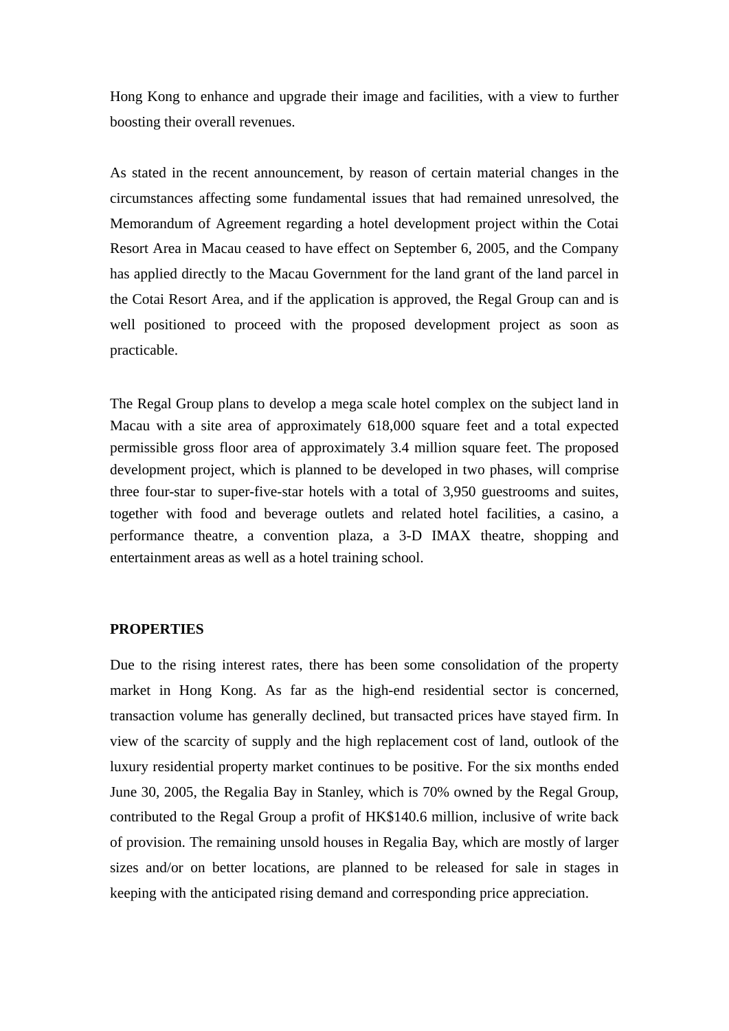Hong Kong to enhance and upgrade their image and facilities, with a view to further boosting their overall revenues.

As stated in the recent announcement, by reason of certain material changes in the circumstances affecting some fundamental issues that had remained unresolved, the Memorandum of Agreement regarding a hotel development project within the Cotai Resort Area in Macau ceased to have effect on September 6, 2005, and the Company has applied directly to the Macau Government for the land grant of the land parcel in the Cotai Resort Area, and if the application is approved, the Regal Group can and is well positioned to proceed with the proposed development project as soon as practicable.

The Regal Group plans to develop a mega scale hotel complex on the subject land in Macau with a site area of approximately 618,000 square feet and a total expected permissible gross floor area of approximately 3.4 million square feet. The proposed development project, which is planned to be developed in two phases, will comprise three four-star to super-five-star hotels with a total of 3,950 guestrooms and suites, together with food and beverage outlets and related hotel facilities, a casino, a performance theatre, a convention plaza, a 3-D IMAX theatre, shopping and entertainment areas as well as a hotel training school.

**PROPERTIES**

Due to the rising interest rates, there has been some consolidation of the property market in Hong Kong. As far as the high-end residential sector is concerned, transaction volume has generally declined, but transacted prices have stayed firm. In view of the scarcity of supply and the high replacement cost of land, outlook of the luxury residential property market continues to be positive. For the six months ended June 30, 2005, the Regalia Bay in Stanley, which is 70% owned by the Regal Group, contributed to the Regal Group a profit of HK$140.6 million, inclusive of write back of provision. The remaining unsold houses in Regalia Bay, which are mostly of larger sizes and/or on better locations, are planned to be released for sale in stages in keeping with the anticipated rising demand and corresponding price appreciation.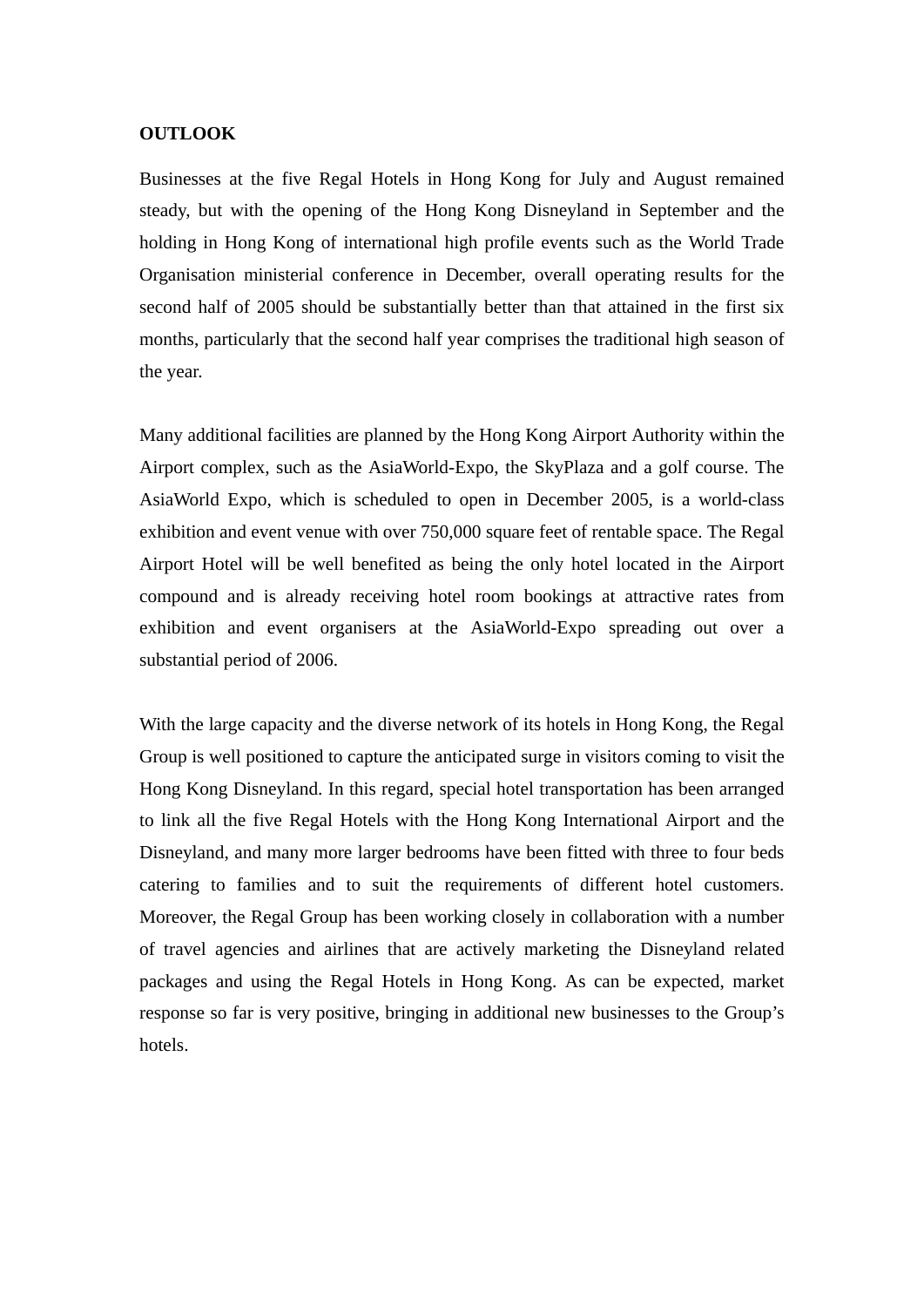**OUTLOOK**

Businesses at the five Regal Hotels in Hong Kong for July and August remained steady, but with the opening of the Hong Kong Disneyland in September and the holding in Hong Kong of international high profile events such as the World Trade Organisation ministerial conference in December, overall operating results for the second half of 2005 should be substantially better than that attained in the first six months, particularly that the second half year comprises the traditional high season of the year.

Many additional facilities are planned by the Hong Kong Airport Authority within the Airport complex, such as the AsiaWorld-Expo, the SkyPlaza and a golf course. The AsiaWorld Expo, which is scheduled to open in December 2005, is a world-class exhibition and event venue with over 750,000 square feet of rentable space. The Regal Airport Hotel will be well benefited as being the only hotel located in the Airport compound and is already receiving hotel room bookings at attractive rates from exhibition and event organisers at the AsiaWorld-Expo spreading out over a substantial period of 2006.

With the large capacity and the diverse network of its hotels in Hong Kong, the Regal Group is well positioned to capture the anticipated surge in visitors coming to visit the Hong Kong Disneyland. In this regard, special hotel transportation has been arranged to link all the five Regal Hotels with the Hong Kong International Airport and the Disneyland, and many more larger bedrooms have been fitted with three to four beds catering to families and to suit the requirements of different hotel customers. Moreover, the Regal Group has been working closely in collaboration with a number of travel agencies and airlines that are actively marketing the Disneyland related packages and using the Regal Hotels in Hong Kong. As can be expected, market response so far is very positive, bringing in additional new businesses to the Group's hotels.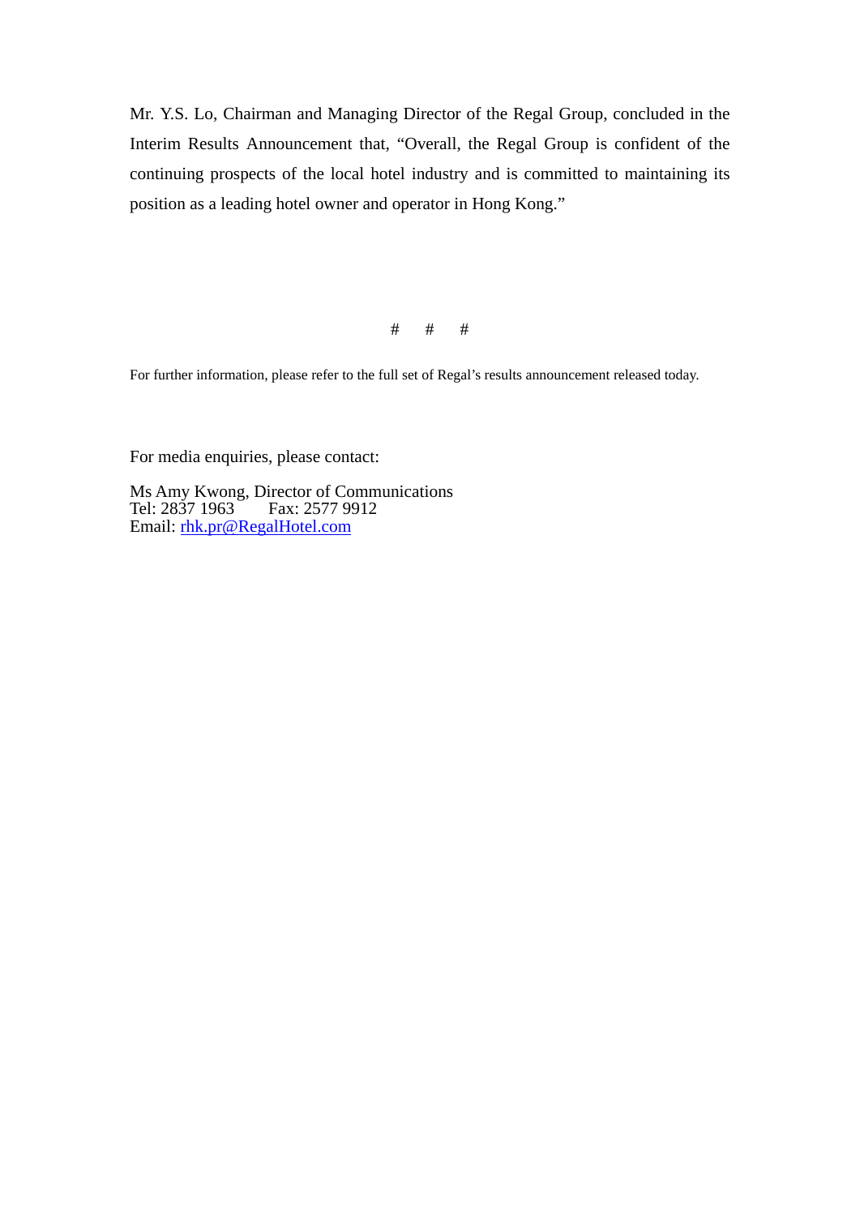Mr. Y.S. Lo, Chairman and Managing Director of the Regal Group, concluded in the Interim Results Announcement that, "Overall, the Regal Group is confident of the continuing prospects of the local hotel industry and is committed to maintaining its position as a leading hotel owner and operator in Hong Kong."

# # #

For further information, please refer to the full set of Regal's results announcement released today.

For media enquiries, please contact:

Ms Amy Kwong, Director of Communications
Tel: 2837 1963 Fax: 2577 9912
Email: rhk.pr@RegalHotel.com